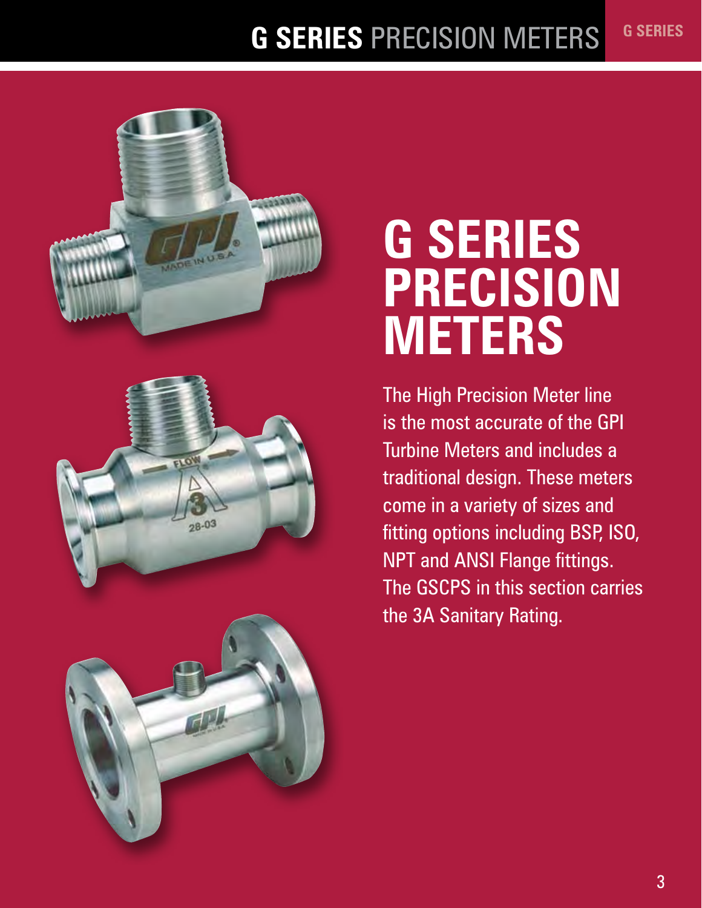# G SERIES PRECISION METERS

The High Precision Meter line is the most accurate of the GPI Turbine Meters and includes a traditional design. These meters come in a variety of sizes and fitting options including BSP, ISO, NPT and ANSI Flange fittings. The GSCPS in this section carries the 3A Sanitary Rating.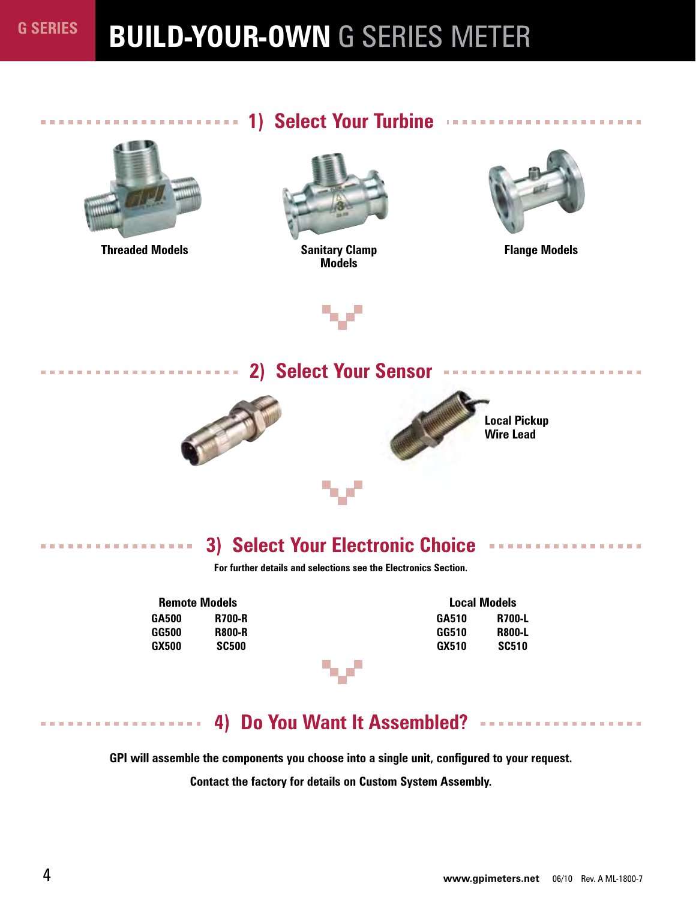# BUILD-YOUR-OWN G SERIES METER

## 1) Select Your Turbine

Threaded Models

Sanitary Clamp Models

Flange Models

## 2) Select Your Sensor

Local Pickup Wire Lead

## 3) Select Your Electronic Choice

For further details and selections see the Electronics Section.

| Remote Models | | Local Models | |
|---|---|---|---|
| GA500 | R700-R | GA510 | R700-L |
| GG500 | R800-R | GG510 | R800-L |
| GX500 | SC500 | GX510 | SC510 |

## 4) Do You Want It Assembled?

**GPI will assemble the components you choose into a single unit, configured to your request.**

**Contact the factory for details on Custom System Assembly.**

www.gpimeters.net 06/10 Rev. A ML-1800-7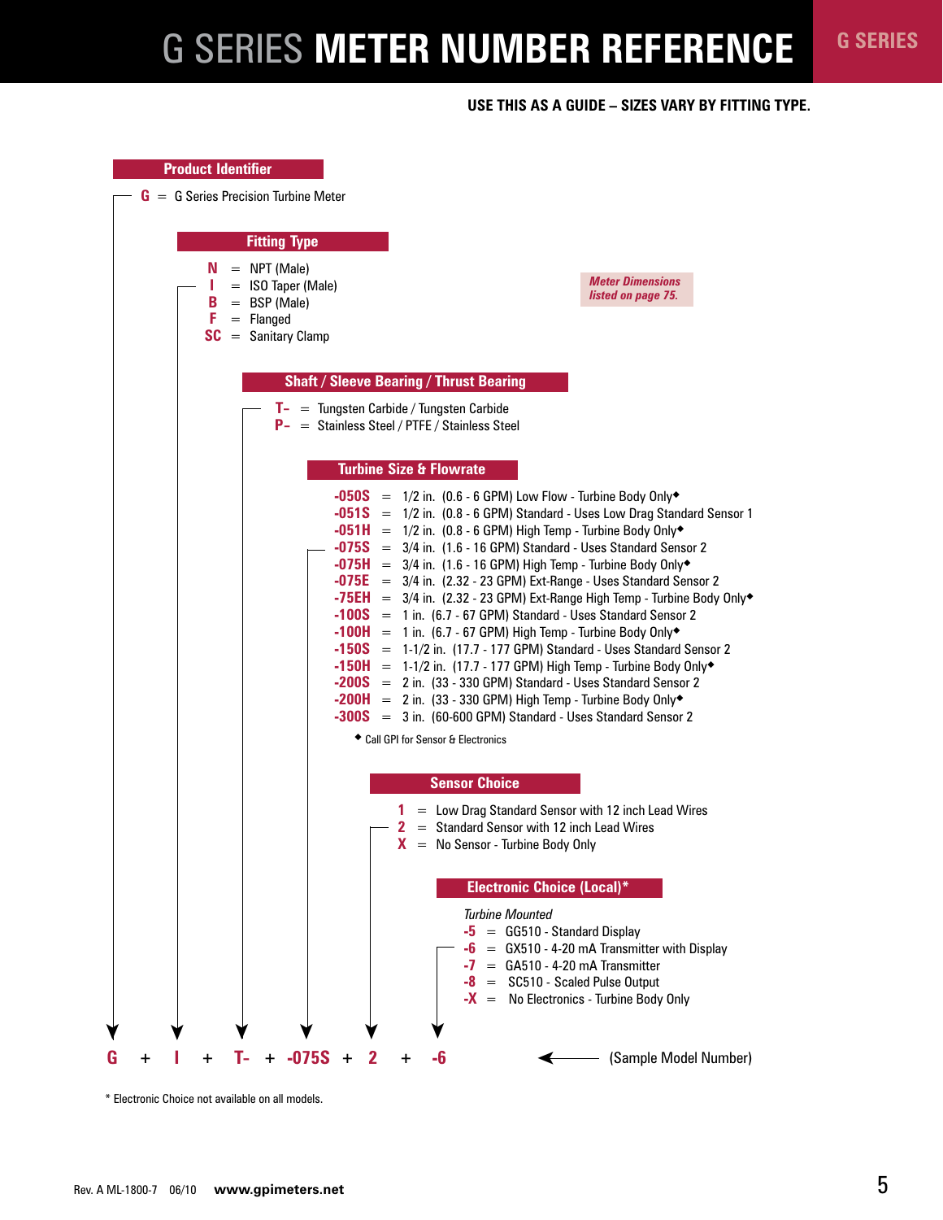# G SERIES METER NUMBER REFERENCE

**USE THIS AS A GUIDE – SIZES VARY BY FITTING TYPE.**

### Product Identifier

**G** = G Series Precision Turbine Meter

### Fitting Type

- **N** = NPT (Male)
- **I** = ISO Taper (Male)
- **B** = BSP (Male)
- **F** = Flanged
- **SC** = Sanitary Clamp

*Meter Dimensions listed on page 75.*

### Shaft / Sleeve Bearing / Thrust Bearing

- **T-** = Tungsten Carbide / Tungsten Carbide
- **P-** = Stainless Steel / PTFE / Stainless Steel

### Turbine Size & Flowrate

- **-050S** = 1/2 in. (0.6 - 6 GPM) Low Flow - Turbine Body Only◆
- **-051S** = 1/2 in. (0.8 - 6 GPM) Standard - Uses Low Drag Standard Sensor 1
- **-051H** = 1/2 in. (0.8 - 6 GPM) High Temp - Turbine Body Only◆
- **-075S** = 3/4 in. (1.6 - 16 GPM) Standard - Uses Standard Sensor 2
- **-075H** = 3/4 in. (1.6 - 16 GPM) High Temp - Turbine Body Only◆
- **-075E** = 3/4 in. (2.32 - 23 GPM) Ext-Range - Uses Standard Sensor 2
- **-75EH** = 3/4 in. (2.32 - 23 GPM) Ext-Range High Temp - Turbine Body Only◆
- **-100S** = 1 in. (6.7 - 67 GPM) Standard - Uses Standard Sensor 2
- **-100H** = 1 in. (6.7 - 67 GPM) High Temp - Turbine Body Only◆
- **-150S** = 1-1/2 in. (17.7 - 177 GPM) Standard - Uses Standard Sensor 2
- **-150H** = 1-1/2 in. (17.7 - 177 GPM) High Temp - Turbine Body Only◆
- **-200S** = 2 in. (33 - 330 GPM) Standard - Uses Standard Sensor 2
- **-200H** = 2 in. (33 - 330 GPM) High Temp - Turbine Body Only◆
- **-300S** = 3 in. (60-600 GPM) Standard - Uses Standard Sensor 2

◆ Call GPI for Sensor & Electronics

### Sensor Choice

- **1** = Low Drag Standard Sensor with 12 inch Lead Wires
- **2** = Standard Sensor with 12 inch Lead Wires
- **X** = No Sensor - Turbine Body Only

### Electronic Choice (Local)*

*Turbine Mounted*

- **-5** = GG510 - Standard Display
- **-6** = GX510 - 4-20 mA Transmitter with Display
- **-7** = GA510 - 4-20 mA Transmitter
- **-8** = SC510 - Scaled Pulse Output
- **-X** = No Electronics - Turbine Body Only

**G + I + T- + -075S + 2 + -6** ← (Sample Model Number)

\* Electronic Choice not available on all models.

Rev. A ML-1800-7 06/10 **www.gpimeters.net**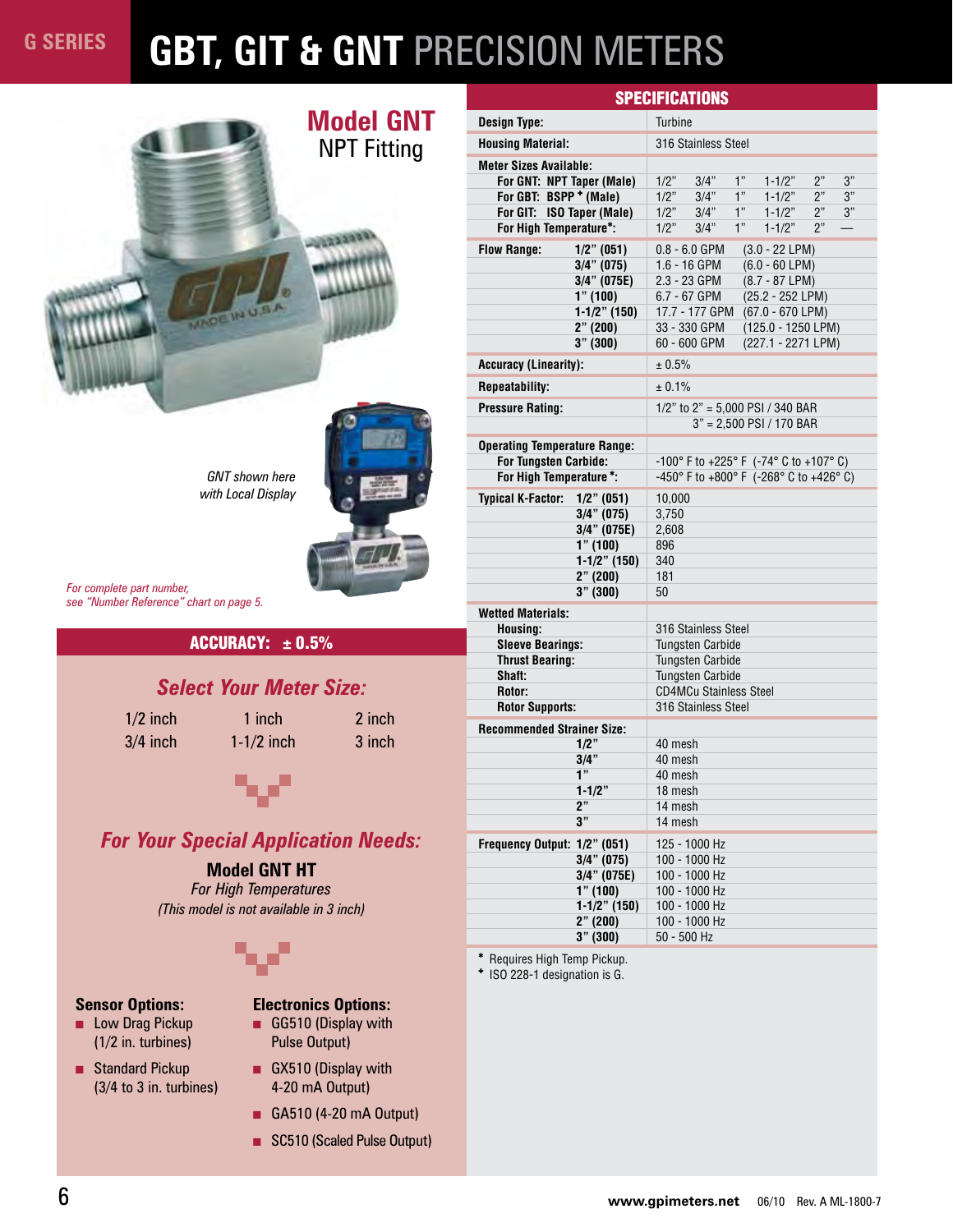# G SERIES GBT, GIT & GNT PRECISION METERS

## Model GNT
NPT Fitting

*GNT shown here with Local Display*

*For complete part number, see "Number Reference" chart on page 5.*

## ACCURACY: ± 0.5%

### *Select Your Meter Size:*

| | | |
|---|---|---|
| 1/2 inch | 1 inch | 2 inch |
| 3/4 inch | 1-1/2 inch | 3 inch |

### *For Your Special Application Needs:*

**Model GNT HT**
*For High Temperatures*
*(This model is not available in 3 inch)*

**Sensor Options:**
- Low Drag Pickup (1/2 in. turbines)
- Standard Pickup (3/4 to 3 in. turbines)

**Electronics Options:**
- GG510 (Display with Pulse Output)
- GX510 (Display with 4-20 mA Output)
- GA510 (4-20 mA Output)
- SC510 (Scaled Pulse Output)

## SPECIFICATIONS

| | | | | | | |
|---|---|---|---|---|---|---|
| **Design Type:** | Turbine | | | | | |
| **Housing Material:** | 316 Stainless Steel | | | | | |
| **Meter Sizes Available:** | | | | | | |
| **For GNT: NPT Taper (Male)** | 1/2" | 3/4" | 1" | 1-1/2" | 2" | 3" |
| **For GBT: BSPP + (Male)** | 1/2" | 3/4" | 1" | 1-1/2" | 2" | 3" |
| **For GIT: ISO Taper (Male)** | 1/2" | 3/4" | 1" | 1-1/2" | 2" | 3" |
| **For High Temperature*:** | 1/2" | 3/4" | 1" | 1-1/2" | 2" | — |

| | |
|---|---|
| **Flow Range: 1/2" (051)** | 0.8 - 6.0 GPM (3.0 - 22 LPM) |
| **3/4" (075)** | 1.6 - 16 GPM (6.0 - 60 LPM) |
| **3/4" (075E)** | 2.3 - 23 GPM (8.7 - 87 LPM) |
| **1" (100)** | 6.7 - 67 GPM (25.2 - 252 LPM) |
| **1-1/2" (150)** | 17.7 - 177 GPM (67.0 - 670 LPM) |
| **2" (200)** | 33 - 330 GPM (125.0 - 1250 LPM) |
| **3" (300)** | 60 - 600 GPM (227.1 - 2271 LPM) |
| **Accuracy (Linearity):** | ± 0.5% |
| **Repeatability:** | ± 0.1% |
| **Pressure Rating:** | 1/2" to 2" = 5,000 PSI / 340 BAR; 3" = 2,500 PSI / 170 BAR |
| **Operating Temperature Range:** | |
| **For Tungsten Carbide:** | -100° F to +225° F (-74° C to +107° C) |
| **For High Temperature *:** | -450° F to +800° F (-268° C to +426° C) |
| **Typical K-Factor: 1/2" (051)** | 10,000 |
| **3/4" (075)** | 3,750 |
| **3/4" (075E)** | 2,608 |
| **1" (100)** | 896 |
| **1-1/2" (150)** | 340 |
| **2" (200)** | 181 |
| **3" (300)** | 50 |
| **Wetted Materials:** | |
| **Housing:** | 316 Stainless Steel |
| **Sleeve Bearings:** | Tungsten Carbide |
| **Thrust Bearing:** | Tungsten Carbide |
| **Shaft:** | Tungsten Carbide |
| **Rotor:** | CD4MCu Stainless Steel |
| **Rotor Supports:** | 316 Stainless Steel |
| **Recommended Strainer Size:** | |
| **1/2"** | 40 mesh |
| **3/4"** | 40 mesh |
| **1"** | 40 mesh |
| **1-1/2"** | 18 mesh |
| **2"** | 14 mesh |
| **3"** | 14 mesh |
| **Frequency Output: 1/2" (051)** | 125 - 1000 Hz |
| **3/4" (075)** | 100 - 1000 Hz |
| **3/4" (075E)** | 100 - 1000 Hz |
| **1" (100)** | 100 - 1000 Hz |
| **1-1/2" (150)** | 100 - 1000 Hz |
| **2" (200)** | 100 - 1000 Hz |
| **3" (300)** | 50 - 500 Hz |

\* Requires High Temp Pickup.
+ ISO 228-1 designation is G.

www.gpimeters.net 06/10 Rev. A ML-1800-7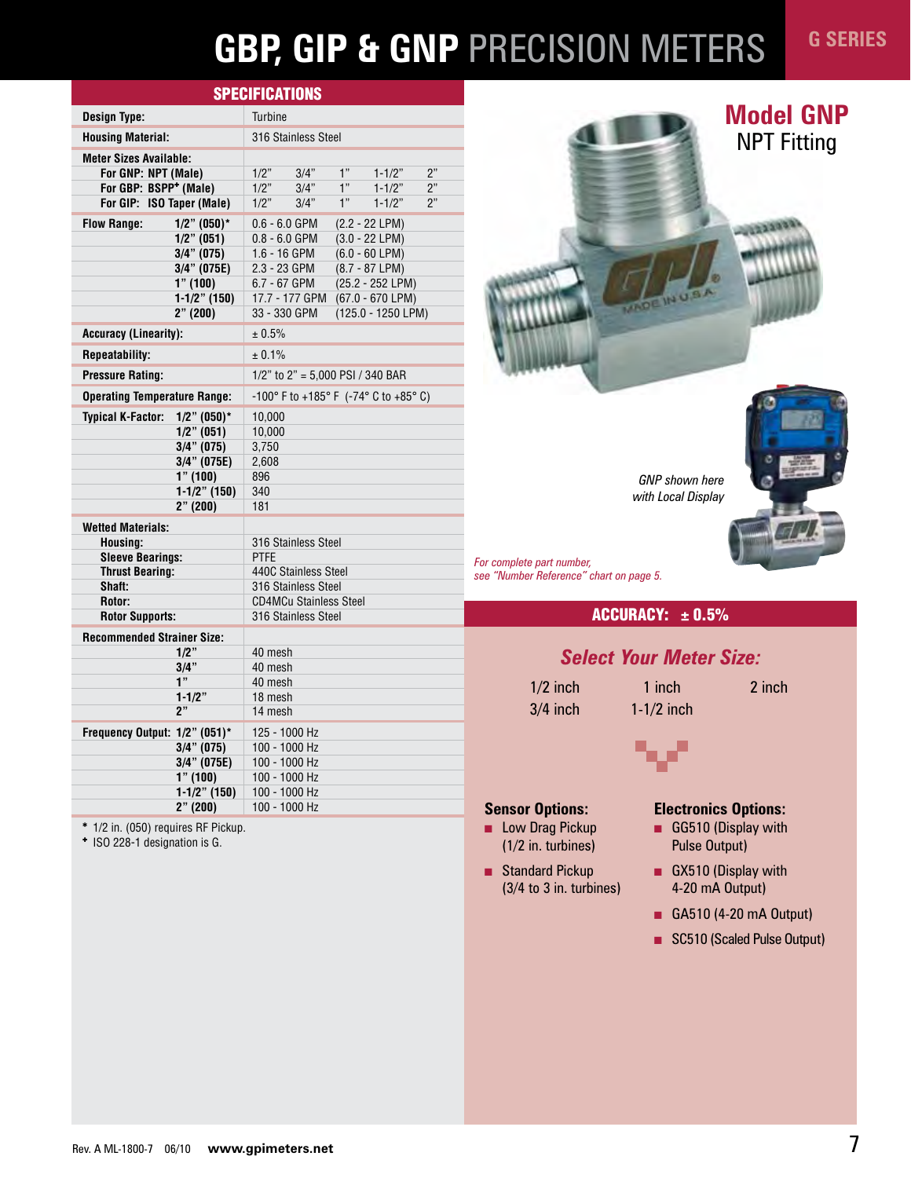# GBP, GIP & GNP PRECISION METERS

G SERIES

## SPECIFICATIONS

| | |
|---|---|
| **Design Type:** | Turbine |
| **Housing Material:** | 316 Stainless Steel |
| **Meter Sizes Available:** | |
| **For GNP: NPT (Male)** | 1/2" 3/4" 1" 1-1/2" 2" |
| **For GBP: BSPP+ (Male)** | 1/2" 3/4" 1" 1-1/2" 2" |
| **For GIP: ISO Taper (Male)** | 1/2" 3/4" 1" 1-1/2" 2" |
| **Flow Range: 1/2" (050)*** | 0.6 - 6.0 GPM (2.2 - 22 LPM) |
| **1/2" (051)** | 0.8 - 6.0 GPM (3.0 - 22 LPM) |
| **3/4" (075)** | 1.6 - 16 GPM (6.0 - 60 LPM) |
| **3/4" (075E)** | 2.3 - 23 GPM (8.7 - 87 LPM) |
| **1" (100)** | 6.7 - 67 GPM (25.2 - 252 LPM) |
| **1-1/2" (150)** | 17.7 - 177 GPM (67.0 - 670 LPM) |
| **2" (200)** | 33 - 330 GPM (125.0 - 1250 LPM) |
| **Accuracy (Linearity):** | ± 0.5% |
| **Repeatability:** | ± 0.1% |
| **Pressure Rating:** | 1/2" to 2" = 5,000 PSI / 340 BAR |
| **Operating Temperature Range:** | -100° F to +185° F (-74° C to +85° C) |
| **Typical K-Factor: 1/2" (050)*** | 10,000 |
| **1/2" (051)** | 10,000 |
| **3/4" (075)** | 3,750 |
| **3/4" (075E)** | 2,608 |
| **1" (100)** | 896 |
| **1-1/2" (150)** | 340 |
| **2" (200)** | 181 |
| **Wetted Materials:** | |
| **Housing:** | 316 Stainless Steel |
| **Sleeve Bearings:** | PTFE |
| **Thrust Bearing:** | 440C Stainless Steel |
| **Shaft:** | 316 Stainless Steel |
| **Rotor:** | CD4MCu Stainless Steel |
| **Rotor Supports:** | 316 Stainless Steel |
| **Recommended Strainer Size:** | |
| **1/2"** | 40 mesh |
| **3/4"** | 40 mesh |
| **1"** | 40 mesh |
| **1-1/2"** | 18 mesh |
| **2"** | 14 mesh |
| **Frequency Output: 1/2" (051)*** | 125 - 1000 Hz |
| **3/4" (075)** | 100 - 1000 Hz |
| **3/4" (075E)** | 100 - 1000 Hz |
| **1" (100)** | 100 - 1000 Hz |
| **1-1/2" (150)** | 100 - 1000 Hz |
| **2" (200)** | 100 - 1000 Hz |

\* 1/2 in. (050) requires RF Pickup.
+ ISO 228-1 designation is G.

## Model GNP
NPT Fitting

*GNP shown here with Local Display*

*For complete part number, see "Number Reference" chart on page 5.*

### ACCURACY: ± 0.5%

### *Select Your Meter Size:*

1/2 inch, 3/4 inch, 1 inch, 1-1/2 inch, 2 inch

**Sensor Options:**
- Low Drag Pickup (1/2 in. turbines)
- Standard Pickup (3/4 to 3 in. turbines)

**Electronics Options:**
- GG510 (Display with Pulse Output)
- GX510 (Display with 4-20 mA Output)
- GA510 (4-20 mA Output)
- SC510 (Scaled Pulse Output)

Rev. A ML-1800-7 06/10 www.gpimeters.net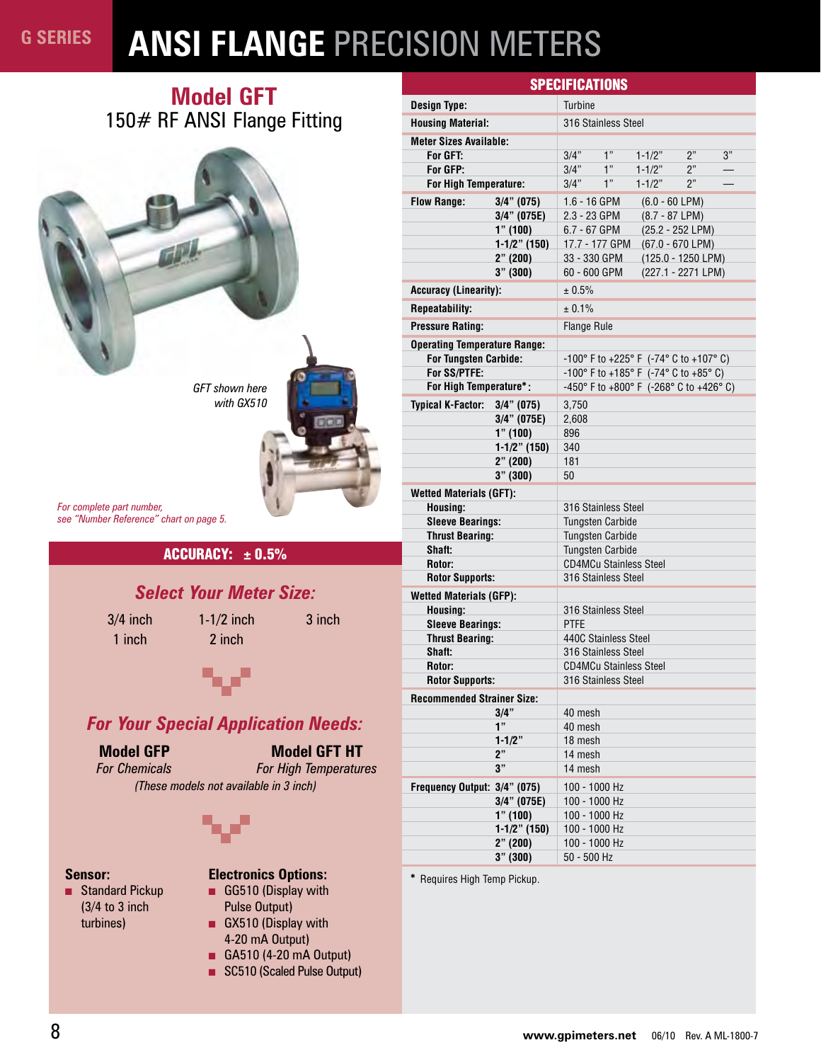# G SERIES ANSI FLANGE PRECISION METERS

## Model GFT

150# RF ANSI Flange Fitting

*GFT shown here with GX510*

*For complete part number, see "Number Reference" chart on page 5.*

### ACCURACY: ± 0.5%

### *Select Your Meter Size:*

3/4 inch
1 inch
1-1/2 inch
2 inch
3 inch

### *For Your Special Application Needs:*

**Model GFP**
*For Chemicals*

**Model GFT HT**
*For High Temperatures*

*(These models not available in 3 inch)*

**Sensor:**

- Standard Pickup (3/4 to 3 inch turbines)

**Electronics Options:**

- GG510 (Display with Pulse Output)
- GX510 (Display with 4-20 mA Output)
- GA510 (4-20 mA Output)
- SC510 (Scaled Pulse Output)

## SPECIFICATIONS

| | | |
|---|---|---|
| **Design Type:** | | Turbine |
| **Housing Material:** | | 316 Stainless Steel |
| **Meter Sizes Available:** | | |
| **For GFT:** | | 3/4", 1", 1-1/2", 2", 3" |
| **For GFP:** | | 3/4", 1", 1-1/2", 2", — |
| **For High Temperature:** | | 3/4", 1", 1-1/2", 2", — |
| **Flow Range:** | **3/4" (075)** | 1.6 - 16 GPM (6.0 - 60 LPM) |
| | **3/4" (075E)** | 2.3 - 23 GPM (8.7 - 87 LPM) |
| | **1" (100)** | 6.7 - 67 GPM (25.2 - 252 LPM) |
| | **1-1/2" (150)** | 17.7 - 177 GPM (67.0 - 670 LPM) |
| | **2" (200)** | 33 - 330 GPM (125.0 - 1250 LPM) |
| | **3" (300)** | 60 - 600 GPM (227.1 - 2271 LPM) |
| **Accuracy (Linearity):** | | ± 0.5% |
| **Repeatability:** | | ± 0.1% |
| **Pressure Rating:** | | Flange Rule |
| **Operating Temperature Range:** | | |
| **For Tungsten Carbide:** | | -100° F to +225° F (-74° C to +107° C) |
| **For SS/PTFE:** | | -100° F to +185° F (-74° C to +85° C) |
| **For High Temperature*:** | | -450° F to +800° F (-268° C to +426° C) |
| **Typical K-Factor:** | **3/4" (075)** | 3,750 |
| | **3/4" (075E)** | 2,608 |
| | **1" (100)** | 896 |
| | **1-1/2" (150)** | 340 |
| | **2" (200)** | 181 |
| | **3" (300)** | 50 |
| **Wetted Materials (GFT):** | | |
| **Housing:** | | 316 Stainless Steel |
| **Sleeve Bearings:** | | Tungsten Carbide |
| **Thrust Bearing:** | | Tungsten Carbide |
| **Shaft:** | | Tungsten Carbide |
| **Rotor:** | | CD4MCu Stainless Steel |
| **Rotor Supports:** | | 316 Stainless Steel |
| **Wetted Materials (GFP):** | | |
| **Housing:** | | 316 Stainless Steel |
| **Sleeve Bearings:** | | PTFE |
| **Thrust Bearing:** | | 440C Stainless Steel |
| **Shaft:** | | 316 Stainless Steel |
| **Rotor:** | | CD4MCu Stainless Steel |
| **Rotor Supports:** | | 316 Stainless Steel |
| **Recommended Strainer Size:** | | |
| | **3/4"** | 40 mesh |
| | **1"** | 40 mesh |
| | **1-1/2"** | 18 mesh |
| | **2"** | 14 mesh |
| | **3"** | 14 mesh |
| **Frequency Output:** | **3/4" (075)** | 100 - 1000 Hz |
| | **3/4" (075E)** | 100 - 1000 Hz |
| | **1" (100)** | 100 - 1000 Hz |
| | **1-1/2" (150)** | 100 - 1000 Hz |
| | **2" (200)** | 100 - 1000 Hz |
| | **3" (300)** | 50 - 500 Hz |

* Requires High Temp Pickup.

www.gpimeters.net 06/10 Rev. A ML-1800-7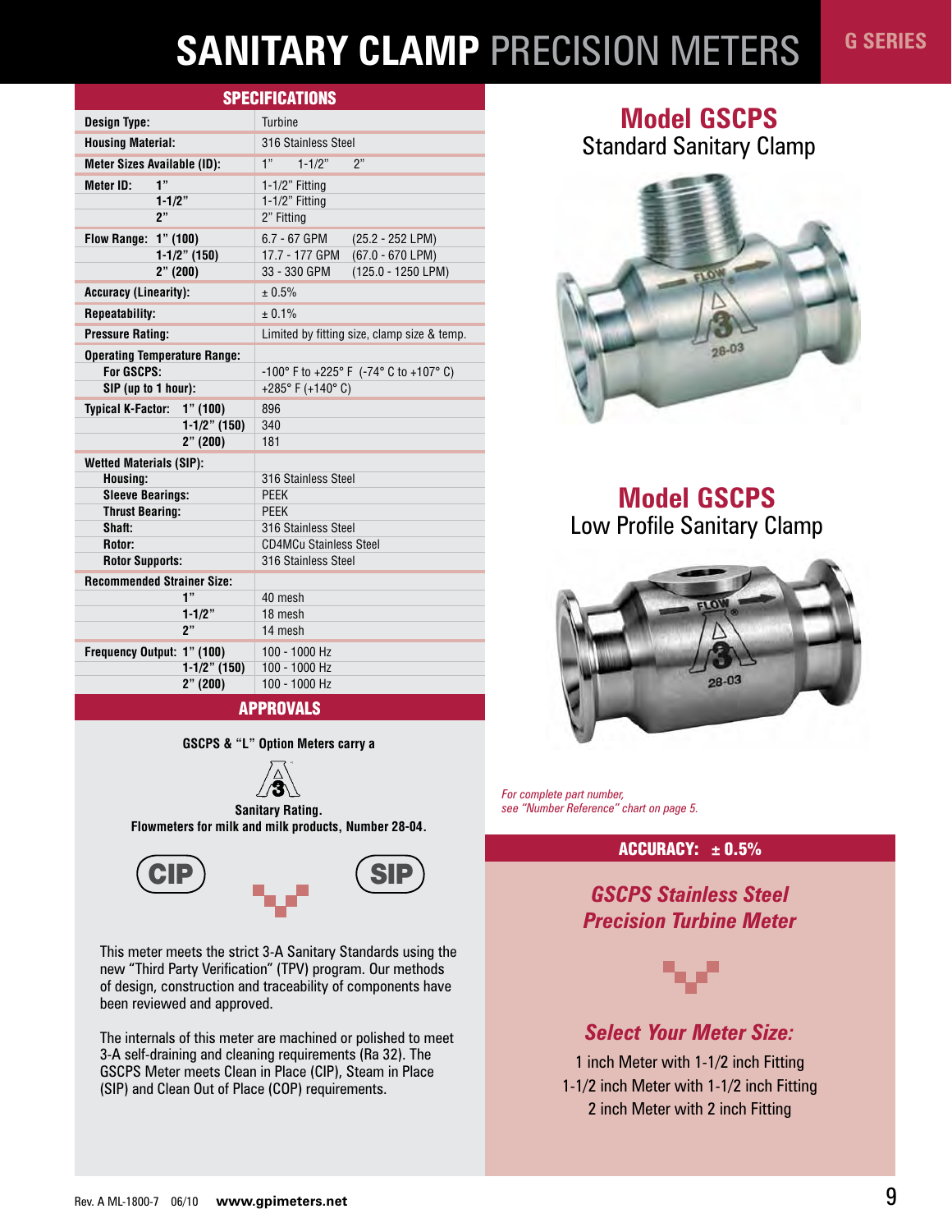# SANITARY CLAMP PRECISION METERS

G SERIES

## SPECIFICATIONS

| | |
|---|---|
| **Design Type:** | Turbine |
| **Housing Material:** | 316 Stainless Steel |
| **Meter Sizes Available (ID):** | 1” 1-1/2” 2” |
| **Meter ID: 1”** | 1-1/2” Fitting |
| **1-1/2”** | 1-1/2” Fitting |
| **2”** | 2” Fitting |
| **Flow Range: 1” (100)** | 6.7 - 67 GPM (25.2 - 252 LPM) |
| **1-1/2” (150)** | 17.7 - 177 GPM (67.0 - 670 LPM) |
| **2” (200)** | 33 - 330 GPM (125.0 - 1250 LPM) |
| **Accuracy (Linearity):** | ± 0.5% |
| **Repeatability:** | ± 0.1% |
| **Pressure Rating:** | Limited by fitting size, clamp size & temp. |
| **Operating Temperature Range:** | |
| **For GSCPS:** | -100° F to +225° F (-74° C to +107° C) |
| **SIP (up to 1 hour):** | +285° F (+140° C) |
| **Typical K-Factor: 1” (100)** | 896 |
| **1-1/2” (150)** | 340 |
| **2” (200)** | 181 |
| **Wetted Materials (SIP):** | |
| **Housing:** | 316 Stainless Steel |
| **Sleeve Bearings:** | PEEK |
| **Thrust Bearing:** | PEEK |
| **Shaft:** | 316 Stainless Steel |
| **Rotor:** | CD4MCu Stainless Steel |
| **Rotor Supports:** | 316 Stainless Steel |
| **Recommended Strainer Size:** | |
| **1”** | 40 mesh |
| **1-1/2”** | 18 mesh |
| **2”** | 14 mesh |
| **Frequency Output: 1” (100)** | 100 - 1000 Hz |
| **1-1/2” (150)** | 100 - 1000 Hz |
| **2” (200)** | 100 - 1000 Hz |

## APPROVALS

**GSCPS & “L” Option Meters carry a**

**Sanitary Rating.**
**Flowmeters for milk and milk products, Number 28-04.**

CIP SIP

This meter meets the strict 3-A Sanitary Standards using the new “Third Party Verification” (TPV) program. Our methods of design, construction and traceability of components have been reviewed and approved.

The internals of this meter are machined or polished to meet 3-A self-draining and cleaning requirements (Ra 32). The GSCPS Meter meets Clean in Place (CIP), Steam in Place (SIP) and Clean Out of Place (COP) requirements.

## Model GSCPS
Standard Sanitary Clamp

## Model GSCPS
Low Profile Sanitary Clamp

*For complete part number, see “Number Reference” chart on page 5.*

**ACCURACY: ± 0.5%**

### *GSCPS Stainless Steel Precision Turbine Meter*

### *Select Your Meter Size:*

1 inch Meter with 1-1/2 inch Fitting
1-1/2 inch Meter with 1-1/2 inch Fitting
2 inch Meter with 2 inch Fitting

Rev. A ML-1800-7 06/10 **www.gpimeters.net**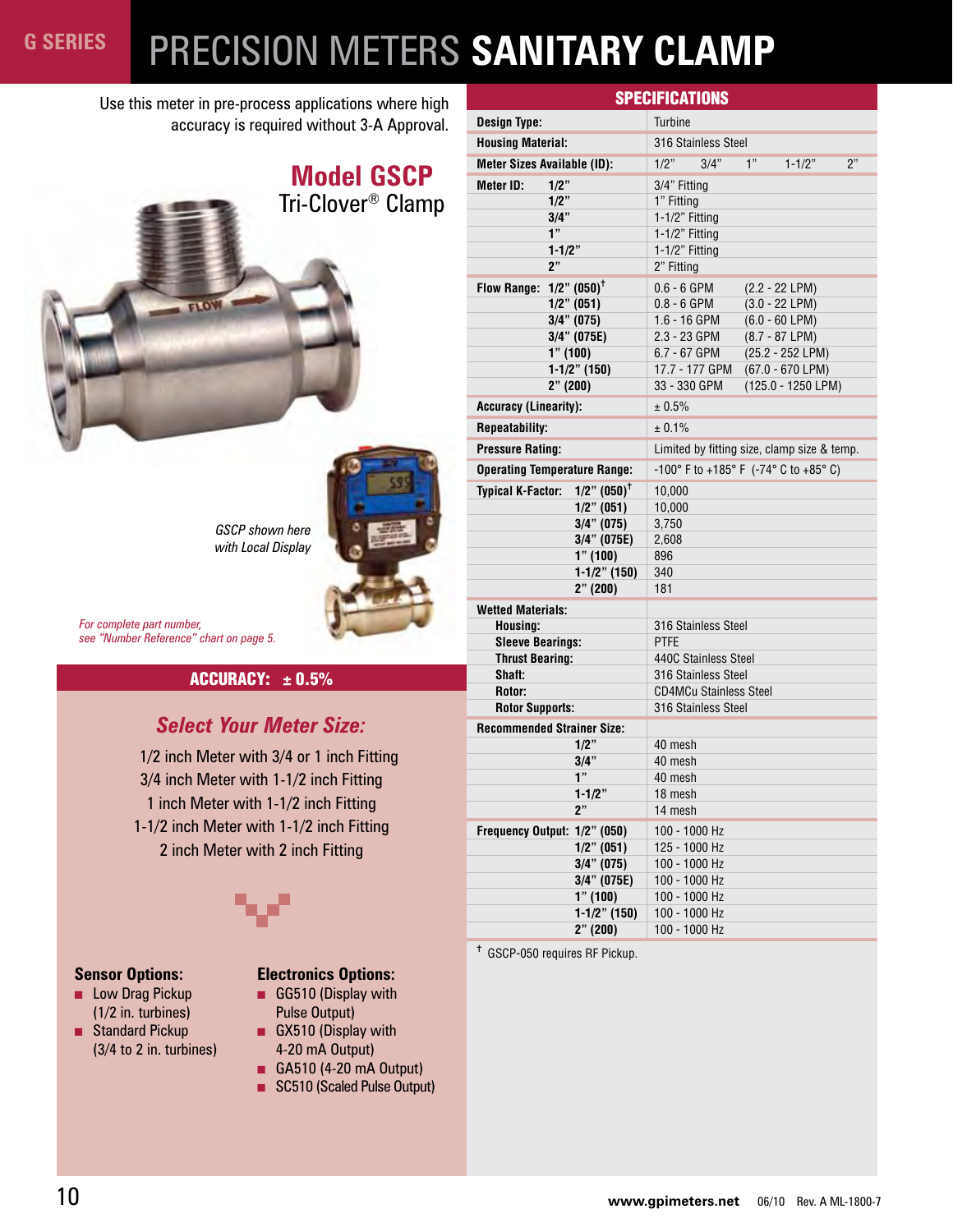# G SERIES PRECISION METERS **SANITARY CLAMP**

Use this meter in pre-process applications where high accuracy is required without 3-A Approval.

## Model GSCP

Tri-Clover® Clamp

*GSCP shown here with Local Display*

*For complete part number, see "Number Reference" chart on page 5.*

**ACCURACY: ± 0.5%**

### *Select Your Meter Size:*

1/2 inch Meter with 3/4 or 1 inch Fitting
3/4 inch Meter with 1-1/2 inch Fitting
1 inch Meter with 1-1/2 inch Fitting
1-1/2 inch Meter with 1-1/2 inch Fitting
2 inch Meter with 2 inch Fitting

**Sensor Options:**

- Low Drag Pickup (1/2 in. turbines)
- Standard Pickup (3/4 to 2 in. turbines)

**Electronics Options:**

- GG510 (Display with Pulse Output)
- GX510 (Display with 4-20 mA Output)
- GA510 (4-20 mA Output)
- SC510 (Scaled Pulse Output)

## SPECIFICATIONS

| | | |
|---|---|---|
| **Design Type:** | | Turbine |
| **Housing Material:** | | 316 Stainless Steel |
| **Meter Sizes Available (ID):** | | 1/2"   3/4"   1"   1-1/2"   2" |
| **Meter ID:** | **1/2"** | 3/4" Fitting |
| | **1/2"** | 1" Fitting |
| | **3/4"** | 1-1/2" Fitting |
| | **1"** | 1-1/2" Fitting |
| | **1-1/2"** | 1-1/2" Fitting |
| | **2"** | 2" Fitting |
| **Flow Range:** | **1/2" (050)†** | 0.6 - 6 GPM (2.2 - 22 LPM) |
| | **1/2" (051)** | 0.8 - 6 GPM (3.0 - 22 LPM) |
| | **3/4" (075)** | 1.6 - 16 GPM (6.0 - 60 LPM) |
| | **3/4" (075E)** | 2.3 - 23 GPM (8.7 - 87 LPM) |
| | **1" (100)** | 6.7 - 67 GPM (25.2 - 252 LPM) |
| | **1-1/2" (150)** | 17.7 - 177 GPM (67.0 - 670 LPM) |
| | **2" (200)** | 33 - 330 GPM (125.0 - 1250 LPM) |
| **Accuracy (Linearity):** | | ± 0.5% |
| **Repeatability:** | | ± 0.1% |
| **Pressure Rating:** | | Limited by fitting size, clamp size & temp. |
| **Operating Temperature Range:** | | -100° F to +185° F (-74° C to +85° C) |
| **Typical K-Factor:** | **1/2" (050)†** | 10,000 |
| | **1/2" (051)** | 10,000 |
| | **3/4" (075)** | 3,750 |
| | **3/4" (075E)** | 2,608 |
| | **1" (100)** | 896 |
| | **1-1/2" (150)** | 340 |
| | **2" (200)** | 181 |
| **Wetted Materials:** | | |
| | **Housing:** | 316 Stainless Steel |
| | **Sleeve Bearings:** | PTFE |
| | **Thrust Bearing:** | 440C Stainless Steel |
| | **Shaft:** | 316 Stainless Steel |
| | **Rotor:** | CD4MCu Stainless Steel |
| | **Rotor Supports:** | 316 Stainless Steel |
| **Recommended Strainer Size:** | | |
| | **1/2"** | 40 mesh |
| | **3/4"** | 40 mesh |
| | **1"** | 40 mesh |
| | **1-1/2"** | 18 mesh |
| | **2"** | 14 mesh |
| **Frequency Output:** | **1/2" (050)** | 100 - 1000 Hz |
| | **1/2" (051)** | 125 - 1000 Hz |
| | **3/4" (075)** | 100 - 1000 Hz |
| | **3/4" (075E)** | 100 - 1000 Hz |
| | **1" (100)** | 100 - 1000 Hz |
| | **1-1/2" (150)** | 100 - 1000 Hz |
| | **2" (200)** | 100 - 1000 Hz |

† GSCP-050 requires RF Pickup.

www.gpimeters.net 06/10 Rev. A ML-1800-7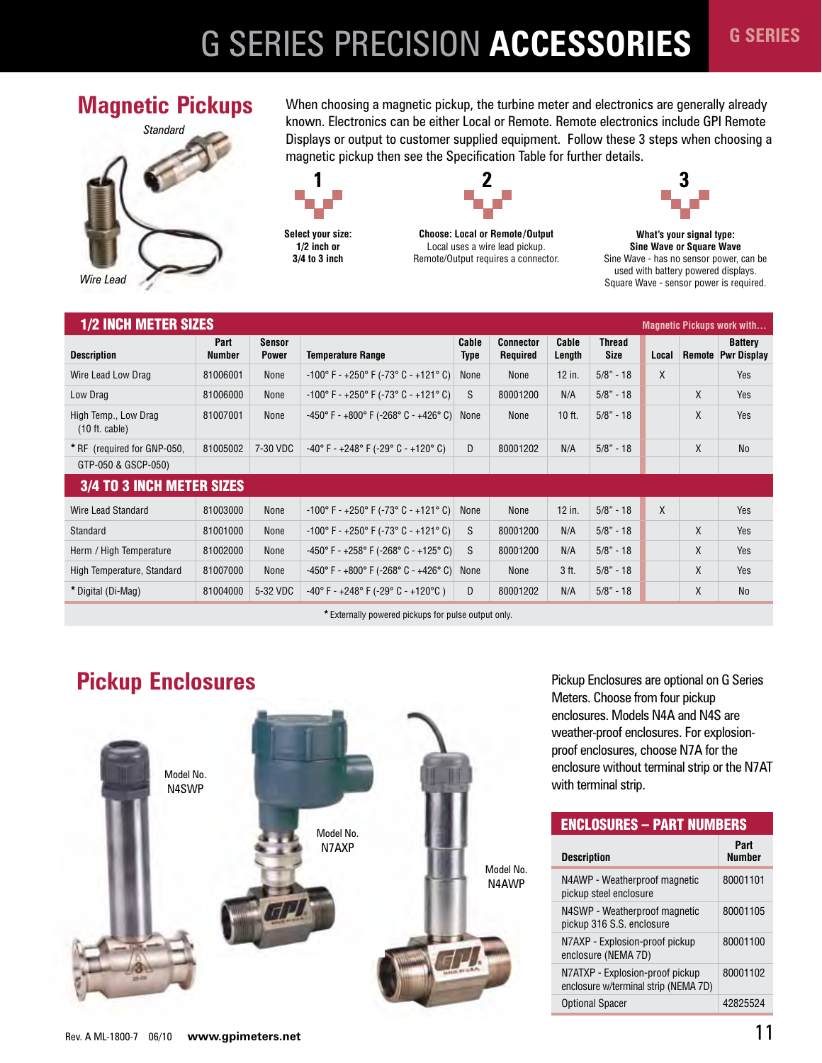# G SERIES PRECISION ACCESSORIES

## Magnetic Pickups

*Standard*

*Wire Lead*

When choosing a magnetic pickup, the turbine meter and electronics are generally already known. Electronics can be either Local or Remote. Remote electronics include GPI Remote Displays or output to customer supplied equipment. Follow these 3 steps when choosing a magnetic pickup then see the Specification Table for further details.

**1**
**Select your size:**
**1/2 inch or**
**3/4 to 3 inch**

**2**
**Choose: Local or Remote/Output**
Local uses a wire lead pickup.
Remote/Output requires a connector.

**3**
**What's your signal type:**
**Sine Wave or Square Wave**
Sine Wave - has no sensor power, can be used with battery powered displays.
Square Wave - sensor power is required.

| Description | Part Number | Sensor Power | Temperature Range | Cable Type | Connector Required | Cable Length | Thread Size | Local | Remote | Battery Pwr Display |
|---|---|---|---|---|---|---|---|---|---|---|
| **1/2 INCH METER SIZES** | | | | | | | | **Magnetic Pickups work with...** | | |
| Wire Lead Low Drag | 81006001 | None | -100° F - +250° F (-73° C - +121° C) | None | None | 12 in. | 5/8" - 18 | X | | Yes |
| Low Drag | 81006000 | None | -100° F - +250° F (-73° C - +121° C) | S | 80001200 | N/A | 5/8" - 18 | | X | Yes |
| High Temp., Low Drag (10 ft. cable) | 81007001 | None | -450° F - +800° F (-268° C - +426° C) | None | None | 10 ft. | 5/8" - 18 | | X | Yes |
| * RF (required for GNP-050, GTP-050 & GSCP-050) | 81005002 | 7-30 VDC | -40° F - +248° F (-29° C - +120° C) | D | 80001202 | N/A | 5/8" - 18 | | X | No |
| **3/4 TO 3 INCH METER SIZES** | | | | | | | | | | |
| Wire Lead Standard | 81003000 | None | -100° F - +250° F (-73° C - +121° C) | None | None | 12 in. | 5/8" - 18 | X | | Yes |
| Standard | 81001000 | None | -100° F - +250° F (-73° C - +121° C) | S | 80001200 | N/A | 5/8" - 18 | | X | Yes |
| Herm / High Temperature | 81002000 | None | -450° F - +258° F (-268° C - +125° C) | S | 80001200 | N/A | 5/8" - 18 | | X | Yes |
| High Temperature, Standard | 81007000 | None | -450° F - +800° F (-268° C - +426° C) | None | None | 3 ft. | 5/8" - 18 | | X | Yes |
| * Digital (Di-Mag) | 81004000 | 5-32 VDC | -40° F - +248° F (-29° C - +120°C ) | D | 80001202 | N/A | 5/8" - 18 | | X | No |

* Externally powered pickups for pulse output only.

## Pickup Enclosures

Model No. N4SWP

Model No. N7AXP

Model No. N4AWP

Pickup Enclosures are optional on G Series Meters. Choose from four pickup enclosures. Models N4A and N4S are weather-proof enclosures. For explosion-proof enclosures, choose N7A for the enclosure without terminal strip or the N7AT with terminal strip.

| **ENCLOSURES – PART NUMBERS** | |
|---|---|
| **Description** | **Part Number** |
| N4AWP - Weatherproof magnetic pickup steel enclosure | 80001101 |
| N4SWP - Weatherproof magnetic pickup 316 S.S. enclosure | 80001105 |
| N7AXP - Explosion-proof pickup enclosure (NEMA 7D) | 80001100 |
| N7ATXP - Explosion-proof pickup enclosure w/terminal strip (NEMA 7D) | 80001102 |
| Optional Spacer | 42825524 |

Rev. A ML-1800-7 06/10 **www.gpimeters.net**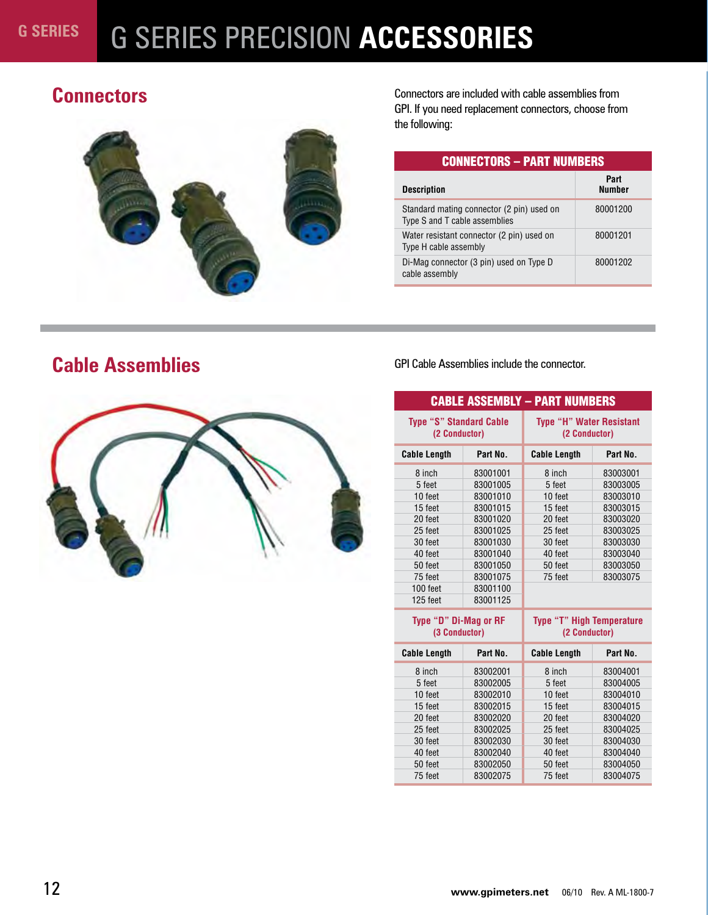# G SERIES PRECISION ACCESSORIES

## Connectors

Connectors are included with cable assemblies from GPI. If you need replacement connectors, choose from the following:

**CONNECTORS – PART NUMBERS**

| Description | Part Number |
|---|---|
| Standard mating connector (2 pin) used on Type S and T cable assemblies | 80001200 |
| Water resistant connector (2 pin) used on Type H cable assembly | 80001201 |
| Di-Mag connector (3 pin) used on Type D cable assembly | 80001202 |

## Cable Assemblies

GPI Cable Assemblies include the connector.

**CABLE ASSEMBLY – PART NUMBERS**

| Type "S" Standard Cable (2 Conductor) | | Type "H" Water Resistant (2 Conductor) | |
|---|---|---|---|
| **Cable Length** | **Part No.** | **Cable Length** | **Part No.** |
| 8 inch | 83001001 | 8 inch | 83003001 |
| 5 feet | 83001005 | 5 feet | 83003005 |
| 10 feet | 83001010 | 10 feet | 83003010 |
| 15 feet | 83001015 | 15 feet | 83003015 |
| 20 feet | 83001020 | 20 feet | 83003020 |
| 25 feet | 83001025 | 25 feet | 83003025 |
| 30 feet | 83001030 | 30 feet | 83003030 |
| 40 feet | 83001040 | 40 feet | 83003040 |
| 50 feet | 83001050 | 50 feet | 83003050 |
| 75 feet | 83001075 | 75 feet | 83003075 |
| 100 feet | 83001100 | | |
| 125 feet | 83001125 | | |
| **Type "D" Di-Mag or RF (3 Conductor)** | | **Type "T" High Temperature (2 Conductor)** | |
| **Cable Length** | **Part No.** | **Cable Length** | **Part No.** |
| 8 inch | 83002001 | 8 inch | 83004001 |
| 5 feet | 83002005 | 5 feet | 83004005 |
| 10 feet | 83002010 | 10 feet | 83004010 |
| 15 feet | 83002015 | 15 feet | 83004015 |
| 20 feet | 83002020 | 20 feet | 83004020 |
| 25 feet | 83002025 | 25 feet | 83004025 |
| 30 feet | 83002030 | 30 feet | 83004030 |
| 40 feet | 83002040 | 40 feet | 83004040 |
| 50 feet | 83002050 | 50 feet | 83004050 |
| 75 feet | 83002075 | 75 feet | 83004075 |

**www.gpimeters.net** 06/10 Rev. A ML-1800-7